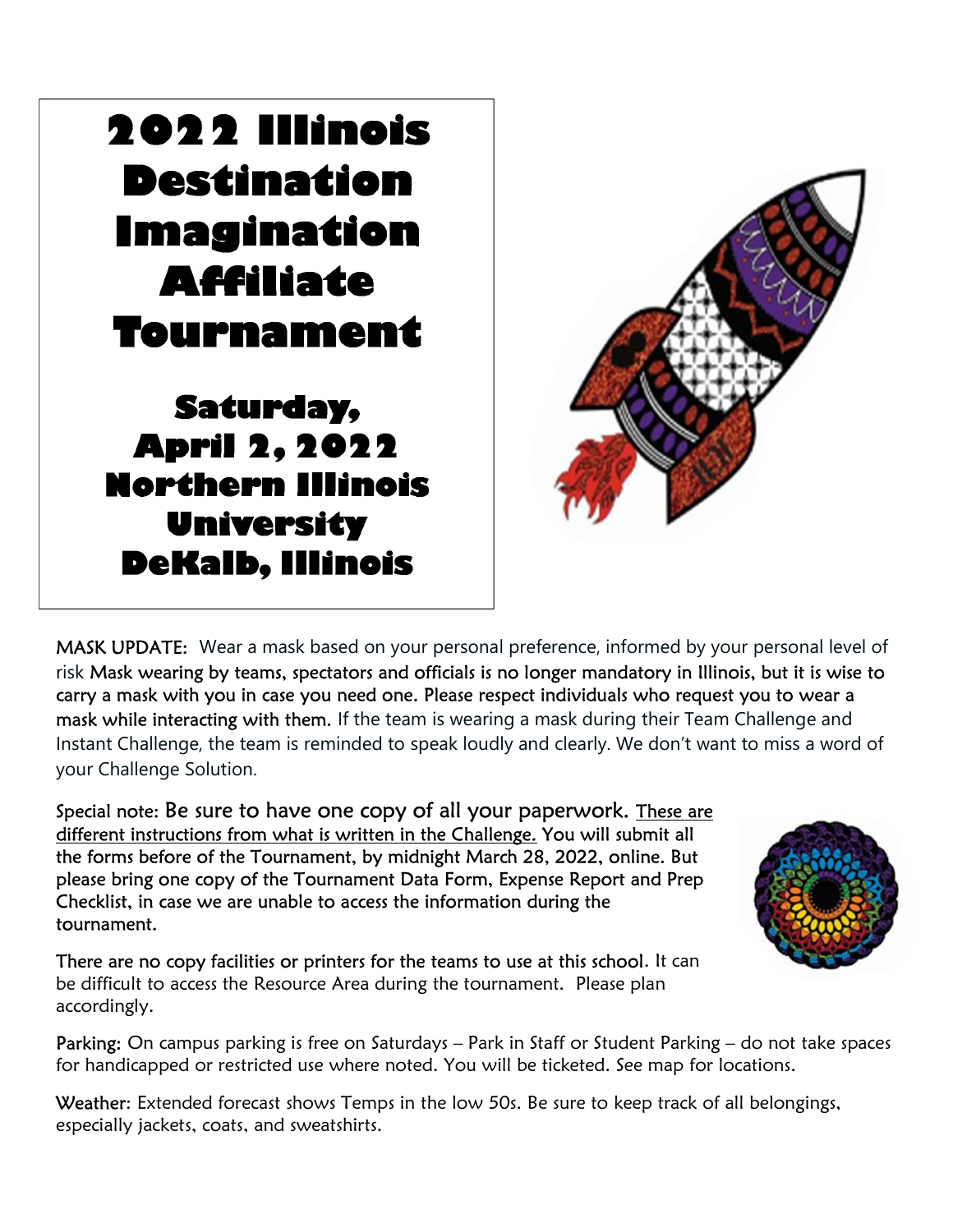# 2022 Illinois Destination Imagination Affiliate Tournament

## Saturday, April 2, 2022 Northern Illinois University DeKalb, Illinois

MASK UPDATE: Wear a mask based on your personal preference, informed by your personal level of risk Mask wearing by teams, spectators and officials is no longer mandatory in Illinois, but it is wise to carry a mask with you in case you need one. Please respect individuals who request you to wear a mask while interacting with them. If the team is wearing a mask during their Team Challenge and Instant Challenge, the team is reminded to speak loudly and clearly. We don't want to miss a word of your Challenge Solution.

Special note: Be sure to have one copy of all your paperwork. These are different instructions from what is written in the Challenge. You will submit all the forms before of the Tournament, by midnight March 28, 2022, online. But please bring one copy of the Tournament Data Form, Expense Report and Prep Checklist, in case we are unable to access the information during the tournament.

There are no copy facilities or printers for the teams to use at this school. It can be difficult to access the Resource Area during the tournament. Please plan accordingly.

Parking: On campus parking is free on Saturdays – Park in Staff or Student Parking – do not take spaces for handicapped or restricted use where noted. You will be ticketed. See map for locations.

Weather: Extended forecast shows Temps in the low 50s. Be sure to keep track of all belongings, especially jackets, coats, and sweatshirts.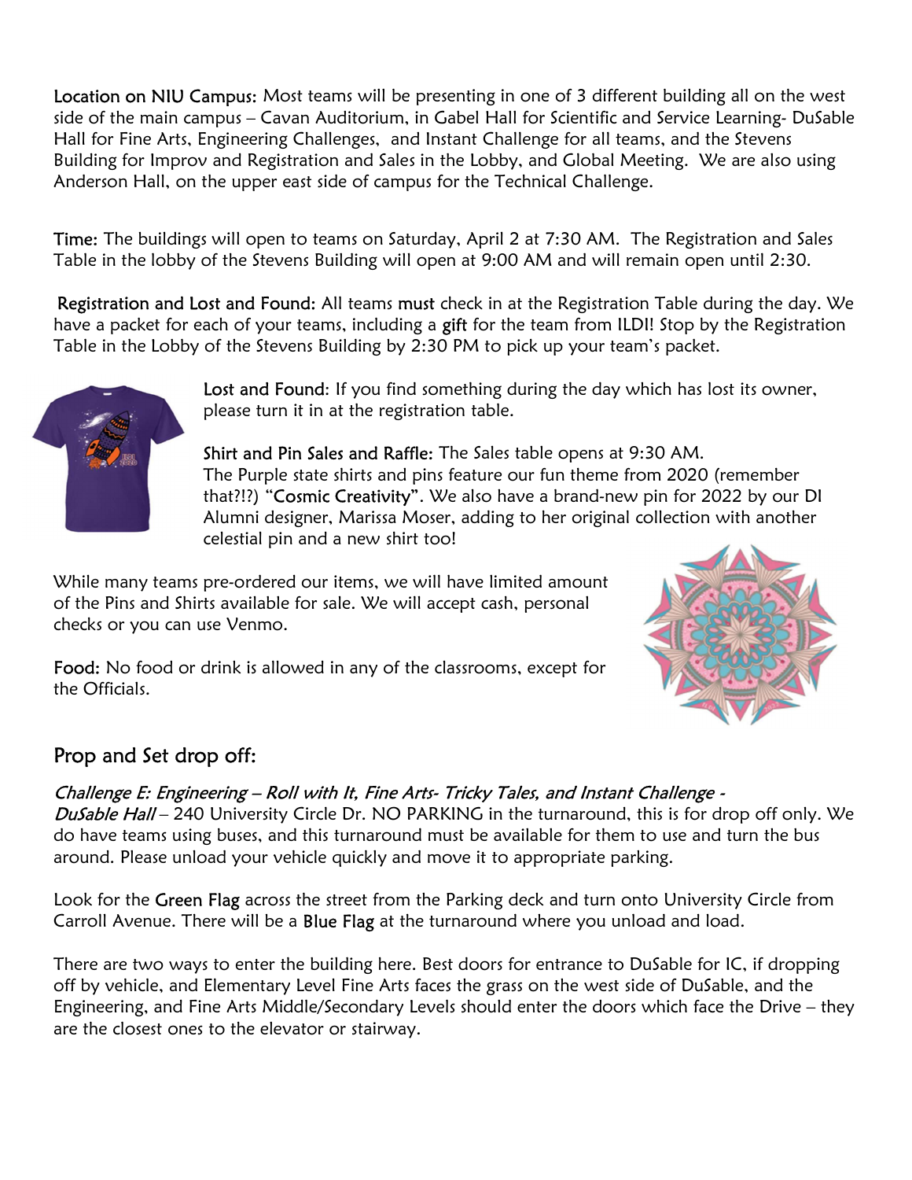**Location on NIU Campus:** Most teams will be presenting in one of 3 different building all on the west side of the main campus – Cavan Auditorium, in Gabel Hall for Scientific and Service Learning- DuSable Hall for Fine Arts, Engineering Challenges, and Instant Challenge for all teams, and the Stevens Building for Improv and Registration and Sales in the Lobby, and Global Meeting. We are also using Anderson Hall, on the upper east side of campus for the Technical Challenge.

**Time:** The buildings will open to teams on Saturday, April 2 at 7:30 AM. The Registration and Sales Table in the lobby of the Stevens Building will open at 9:00 AM and will remain open until 2:30.

**Registration and Lost and Found:** All teams **must** check in at the Registration Table during the day. We have a packet for each of your teams, including a **gift** for the team from ILDI! Stop by the Registration Table in the Lobby of the Stevens Building by 2:30 PM to pick up your team's packet.

**Lost and Found**: If you find something during the day which has lost its owner, please turn it in at the registration table.

**Shirt and Pin Sales and Raffle:** The Sales table opens at 9:30 AM. The Purple state shirts and pins feature our fun theme from 2020 (remember that?!?) "**Cosmic Creativity**". We also have a brand-new pin for 2022 by our DI Alumni designer, Marissa Moser, adding to her original collection with another celestial pin and a new shirt too!

While many teams pre-ordered our items, we will have limited amount of the Pins and Shirts available for sale. We will accept cash, personal checks or you can use Venmo.

**Food:** No food or drink is allowed in any of the classrooms, except for the Officials.

## Prop and Set drop off:

*Challenge E: Engineering – Roll with It, Fine Arts- Tricky Tales, and Instant Challenge - DuSable Hall* – 240 University Circle Dr. NO PARKING in the turnaround, this is for drop off only. We do have teams using buses, and this turnaround must be available for them to use and turn the bus around. Please unload your vehicle quickly and move it to appropriate parking.

Look for the **Green Flag** across the street from the Parking deck and turn onto University Circle from Carroll Avenue. There will be a **Blue Flag** at the turnaround where you unload and load.

There are two ways to enter the building here. Best doors for entrance to DuSable for IC, if dropping off by vehicle, and Elementary Level Fine Arts faces the grass on the west side of DuSable, and the Engineering, and Fine Arts Middle/Secondary Levels should enter the doors which face the Drive – they are the closest ones to the elevator or stairway.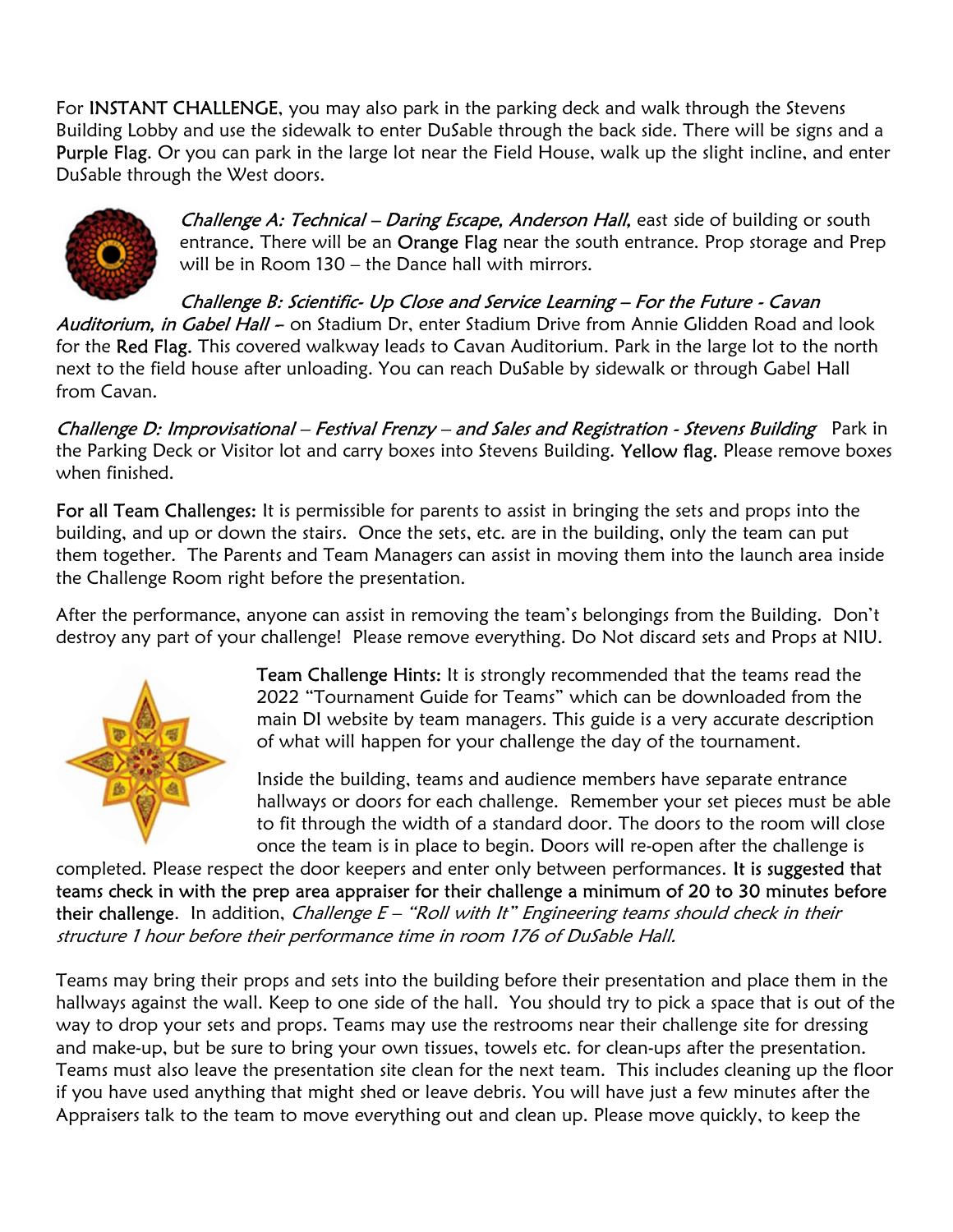For **INSTANT CHALLENGE**, you may also park in the parking deck and walk through the Stevens Building Lobby and use the sidewalk to enter DuSable through the back side. There will be signs and a **Purple Flag**. Or you can park in the large lot near the Field House, walk up the slight incline, and enter DuSable through the West doors.

*Challenge A: Technical – Daring Escape, Anderson Hall,* east side of building or south entrance. There will be an **Orange Flag** near the south entrance. Prop storage and Prep will be in Room 130 – the Dance hall with mirrors.

*Challenge B: Scientific- Up Close and Service Learning – For the Future - Cavan Auditorium, in Gabel Hall –* on Stadium Dr, enter Stadium Drive from Annie Glidden Road and look for the **Red Flag.** This covered walkway leads to Cavan Auditorium. Park in the large lot to the north next to the field house after unloading. You can reach DuSable by sidewalk or through Gabel Hall from Cavan.

*Challenge D: Improvisational – Festival Frenzy – and Sales and Registration - Stevens Building* Park in the Parking Deck or Visitor lot and carry boxes into Stevens Building. **Yellow flag.** Please remove boxes when finished.

**For all Team Challenges:** It is permissible for parents to assist in bringing the sets and props into the building, and up or down the stairs. Once the sets, etc. are in the building, only the team can put them together. The Parents and Team Managers can assist in moving them into the launch area inside the Challenge Room right before the presentation.

After the performance, anyone can assist in removing the team's belongings from the Building. Don't destroy any part of your challenge! Please remove everything. Do Not discard sets and Props at NIU.

**Team Challenge Hints:** It is strongly recommended that the teams read the 2022 "Tournament Guide for Teams" which can be downloaded from the main DI website by team managers. This guide is a very accurate description of what will happen for your challenge the day of the tournament.

Inside the building, teams and audience members have separate entrance hallways or doors for each challenge. Remember your set pieces must be able to fit through the width of a standard door. The doors to the room will close once the team is in place to begin. Doors will re-open after the challenge is completed. Please respect the door keepers and enter only between performances. **It is suggested that teams check in with the prep area appraiser for their challenge a minimum of 20 to 30 minutes before their challenge**. In addition, *Challenge E – "Roll with It" Engineering teams should check in their structure 1 hour before their performance time in room 176 of DuSable Hall.*

Teams may bring their props and sets into the building before their presentation and place them in the hallways against the wall. Keep to one side of the hall. You should try to pick a space that is out of the way to drop your sets and props. Teams may use the restrooms near their challenge site for dressing and make-up, but be sure to bring your own tissues, towels etc. for clean-ups after the presentation. Teams must also leave the presentation site clean for the next team. This includes cleaning up the floor if you have used anything that might shed or leave debris. You will have just a few minutes after the Appraisers talk to the team to move everything out and clean up. Please move quickly, to keep the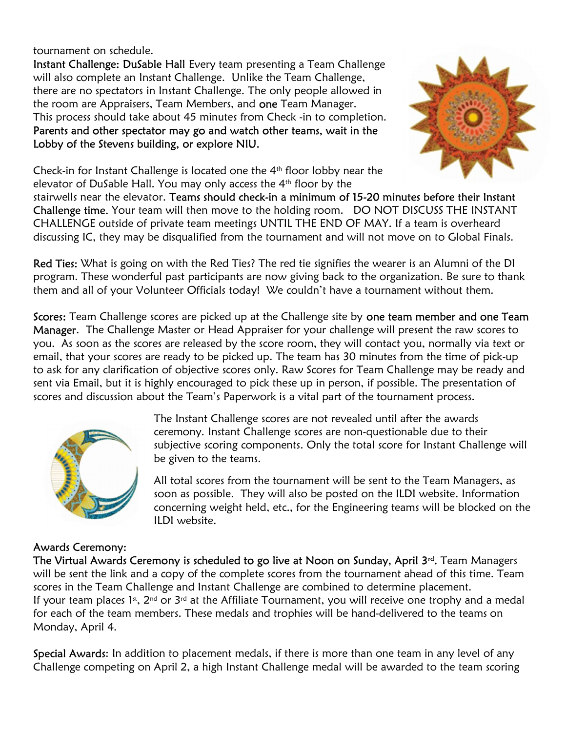tournament on schedule.

**Instant Challenge: DuSable Hall** Every team presenting a Team Challenge will also complete an Instant Challenge. Unlike the Team Challenge, there are no spectators in Instant Challenge. The only people allowed in the room are Appraisers, Team Members, and **one** Team Manager. This process should take about 45 minutes from Check -in to completion. **Parents and other spectator may go and watch other teams, wait in the Lobby of the Stevens building, or explore NIU.**

Check-in for Instant Challenge is located one the 4th floor lobby near the elevator of DuSable Hall. You may only access the 4th floor by the stairwells near the elevator. **Teams should check-in a minimum of 15-20 minutes before their Instant Challenge time.** Your team will then move to the holding room. DO NOT DISCUSS THE INSTANT CHALLENGE outside of private team meetings UNTIL THE END OF MAY. If a team is overheard discussing IC, they may be disqualified from the tournament and will not move on to Global Finals.

**Red Ties:** What is going on with the Red Ties? The red tie signifies the wearer is an Alumni of the DI program. These wonderful past participants are now giving back to the organization. Be sure to thank them and all of your Volunteer Officials today! We couldn't have a tournament without them.

**Scores:** Team Challenge scores are picked up at the Challenge site by **one team member and one Team Manager**. The Challenge Master or Head Appraiser for your challenge will present the raw scores to you. As soon as the scores are released by the score room, they will contact you, normally via text or email, that your scores are ready to be picked up. The team has 30 minutes from the time of pick-up to ask for any clarification of objective scores only. Raw Scores for Team Challenge may be ready and sent via Email, but it is highly encouraged to pick these up in person, if possible. The presentation of scores and discussion about the Team's Paperwork is a vital part of the tournament process.

The Instant Challenge scores are not revealed until after the awards ceremony. Instant Challenge scores are non-questionable due to their subjective scoring components. Only the total score for Instant Challenge will be given to the teams.

All total scores from the tournament will be sent to the Team Managers, as soon as possible. They will also be posted on the ILDI website. Information concerning weight held, etc., for the Engineering teams will be blocked on the ILDI website.

**Awards Ceremony:**

**The Virtual Awards Ceremony is scheduled to go live at Noon on Sunday, April 3rd.** Team Managers will be sent the link and a copy of the complete scores from the tournament ahead of this time. Team scores in the Team Challenge and Instant Challenge are combined to determine placement.
If your team places 1st, 2nd or 3rd at the Affiliate Tournament, you will receive one trophy and a medal for each of the team members. These medals and trophies will be hand-delivered to the teams on Monday, April 4.

**Special Awards**: In addition to placement medals, if there is more than one team in any level of any Challenge competing on April 2, a high Instant Challenge medal will be awarded to the team scoring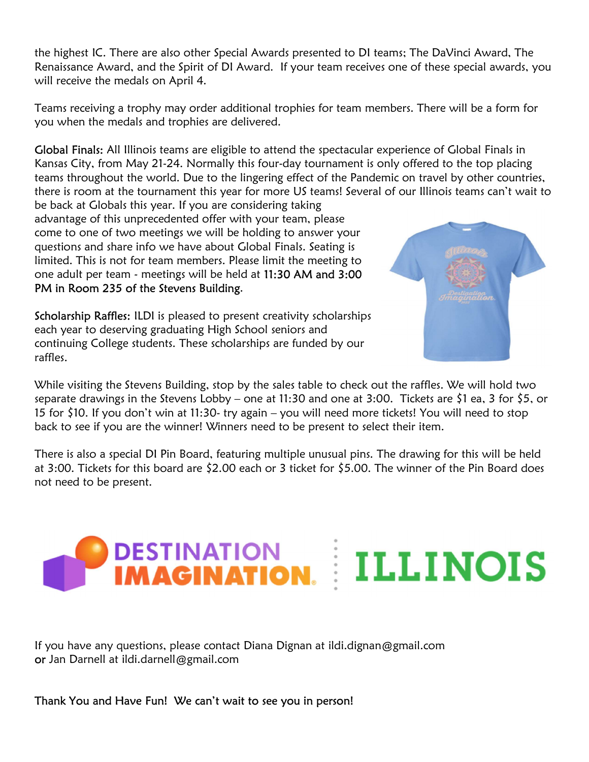the highest IC. There are also other Special Awards presented to DI teams; The DaVinci Award, The Renaissance Award, and the Spirit of DI Award. If your team receives one of these special awards, you will receive the medals on April 4.

Teams receiving a trophy may order additional trophies for team members. There will be a form for you when the medals and trophies are delivered.

**Global Finals:** All Illinois teams are eligible to attend the spectacular experience of Global Finals in Kansas City, from May 21-24. Normally this four-day tournament is only offered to the top placing teams throughout the world. Due to the lingering effect of the Pandemic on travel by other countries, there is room at the tournament this year for more US teams! Several of our Illinois teams can't wait to be back at Globals this year. If you are considering taking advantage of this unprecedented offer with your team, please come to one of two meetings we will be holding to answer your questions and share info we have about Global Finals. Seating is limited. This is not for team members. Please limit the meeting to one adult per team - meetings will be held at **11:30 AM and 3:00 PM in Room 235 of the Stevens Building.**

**Scholarship Raffles:** ILDI is pleased to present creativity scholarships each year to deserving graduating High School seniors and continuing College students. These scholarships are funded by our raffles.

While visiting the Stevens Building, stop by the sales table to check out the raffles. We will hold two separate drawings in the Stevens Lobby – one at 11:30 and one at 3:00. Tickets are $1 ea, 3 for $5, or 15 for $10. If you don't win at 11:30- try again – you will need more tickets! You will need to stop back to see if you are the winner! Winners need to be present to select their item.

There is also a special DI Pin Board, featuring multiple unusual pins. The drawing for this will be held at 3:00. Tickets for this board are $2.00 each or 3 ticket for $5.00. The winner of the Pin Board does not need to be present.

DESTINATION IMAGINATION | ILLINOIS

If you have any questions, please contact Diana Dignan at ildi.dignan@gmail.com
or Jan Darnell at ildi.darnell@gmail.com

Thank You and Have Fun! We can't wait to see you in person!